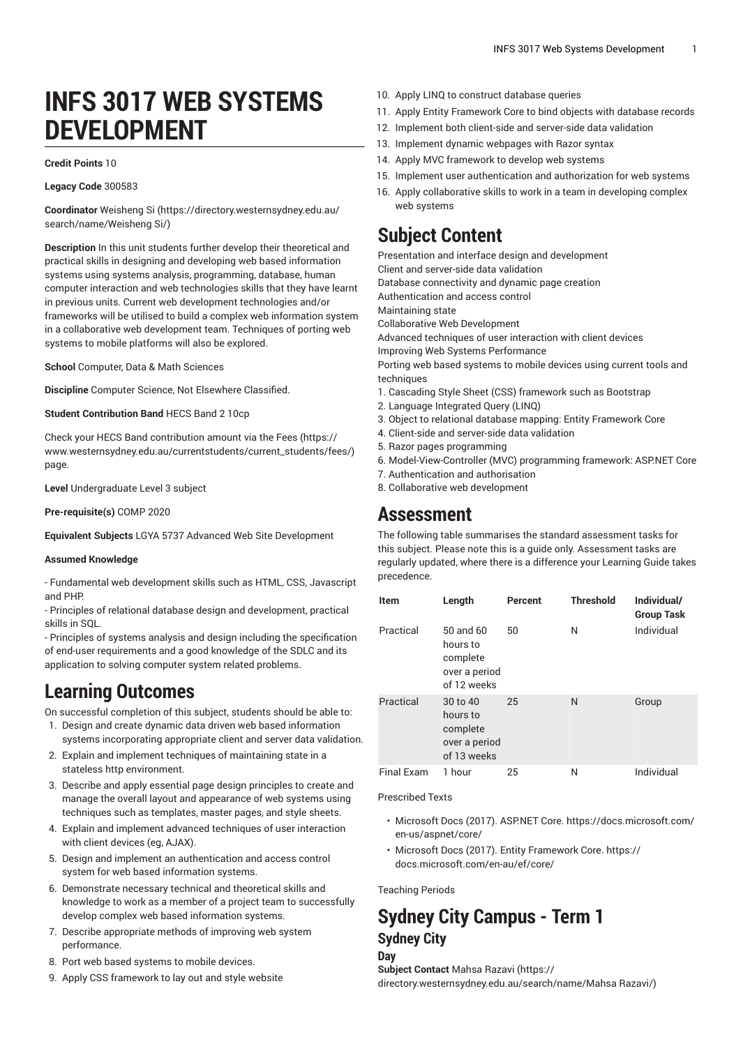# INFS 3017 WEB SYSTEMS DEVELOPMENT

**Credit Points** 10

**Legacy Code** 300583

**Coordinator** Weisheng Si (https://directory.westernsydney.edu.au/search/name/Weisheng Si/)

**Description** In this unit students further develop their theoretical and practical skills in designing and developing web based information systems using systems analysis, programming, database, human computer interaction and web technologies skills that they have learnt in previous units. Current web development technologies and/or frameworks will be utilised to build a complex web information system in a collaborative web development team. Techniques of porting web systems to mobile platforms will also be explored.

**School** Computer, Data & Math Sciences

**Discipline** Computer Science, Not Elsewhere Classified.

**Student Contribution Band** HECS Band 2 10cp

Check your HECS Band contribution amount via the Fees (https://www.westernsydney.edu.au/currentstudents/current_students/fees/) page.

**Level** Undergraduate Level 3 subject

**Pre-requisite(s)** COMP 2020

**Equivalent Subjects** LGYA 5737 Advanced Web Site Development

**Assumed Knowledge**

- Fundamental web development skills such as HTML, CSS, Javascript and PHP.
- Principles of relational database design and development, practical skills in SQL.
- Principles of systems analysis and design including the specification of end-user requirements and a good knowledge of the SDLC and its application to solving computer system related problems.

## Learning Outcomes

On successful completion of this subject, students should be able to:

1. Design and create dynamic data driven web based information systems incorporating appropriate client and server data validation.
2. Explain and implement techniques of maintaining state in a stateless http environment.
3. Describe and apply essential page design principles to create and manage the overall layout and appearance of web systems using techniques such as templates, master pages, and style sheets.
4. Explain and implement advanced techniques of user interaction with client devices (eg, AJAX).
5. Design and implement an authentication and access control system for web based information systems.
6. Demonstrate necessary technical and theoretical skills and knowledge to work as a member of a project team to successfully develop complex web based information systems.
7. Describe appropriate methods of improving web system performance.
8. Port web based systems to mobile devices.
9. Apply CSS framework to lay out and style website
10. Apply LINQ to construct database queries
11. Apply Entity Framework Core to bind objects with database records
12. Implement both client-side and server-side data validation
13. Implement dynamic webpages with Razor syntax
14. Apply MVC framework to develop web systems
15. Implement user authentication and authorization for web systems
16. Apply collaborative skills to work in a team in developing complex web systems

## Subject Content

Presentation and interface design and development
Client and server-side data validation
Database connectivity and dynamic page creation
Authentication and access control
Maintaining state
Collaborative Web Development
Advanced techniques of user interaction with client devices
Improving Web Systems Performance
Porting web based systems to mobile devices using current tools and techniques

1. Cascading Style Sheet (CSS) framework such as Bootstrap
2. Language Integrated Query (LINQ)
3. Object to relational database mapping: Entity Framework Core
4. Client-side and server-side data validation
5. Razor pages programming
6. Model-View-Controller (MVC) programming framework: ASP.NET Core
7. Authentication and authorisation
8. Collaborative web development

## Assessment

The following table summarises the standard assessment tasks for this subject. Please note this is a guide only. Assessment tasks are regularly updated, where there is a difference your Learning Guide takes precedence.

| Item | Length | Percent | Threshold | Individual/ Group Task |
|---|---|---|---|---|
| Practical | 50 and 60 hours to complete over a period of 12 weeks | 50 | N | Individual |
| Practical | 30 to 40 hours to complete over a period of 13 weeks | 25 | N | Group |
| Final Exam | 1 hour | 25 | N | Individual |

Prescribed Texts

- Microsoft Docs (2017). ASP.NET Core. https://docs.microsoft.com/en-us/aspnet/core/
- Microsoft Docs (2017). Entity Framework Core. https://docs.microsoft.com/en-au/ef/core/

Teaching Periods

## Sydney City Campus - Term 1

### Sydney City

#### Day

**Subject Contact** Mahsa Razavi (https://directory.westernsydney.edu.au/search/name/Mahsa Razavi/)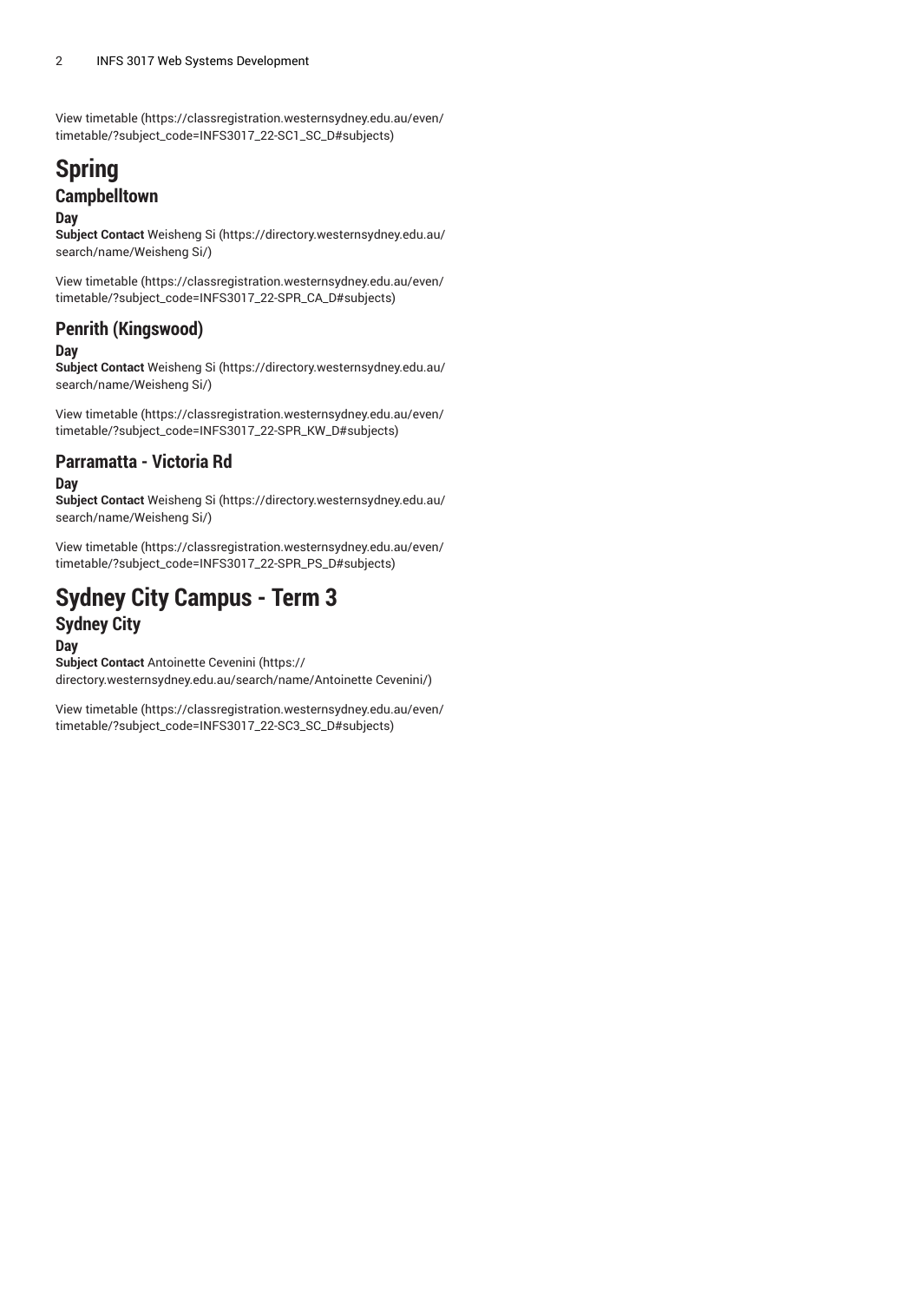View timetable (https://classregistration.westernsydney.edu.au/even/timetable/?subject_code=INFS3017_22-SC1_SC_D#subjects)

# Spring

## Campbelltown

### Day

**Subject Contact** Weisheng Si (https://directory.westernsydney.edu.au/search/name/Weisheng Si/)

View timetable (https://classregistration.westernsydney.edu.au/even/timetable/?subject_code=INFS3017_22-SPR_CA_D#subjects)

## Penrith (Kingswood)

### Day

**Subject Contact** Weisheng Si (https://directory.westernsydney.edu.au/search/name/Weisheng Si/)

View timetable (https://classregistration.westernsydney.edu.au/even/timetable/?subject_code=INFS3017_22-SPR_KW_D#subjects)

## Parramatta - Victoria Rd

### Day

**Subject Contact** Weisheng Si (https://directory.westernsydney.edu.au/search/name/Weisheng Si/)

View timetable (https://classregistration.westernsydney.edu.au/even/timetable/?subject_code=INFS3017_22-SPR_PS_D#subjects)

# Sydney City Campus - Term 3

## Sydney City

### Day

**Subject Contact** Antoinette Cevenini (https://directory.westernsydney.edu.au/search/name/Antoinette Cevenini/)

View timetable (https://classregistration.westernsydney.edu.au/even/timetable/?subject_code=INFS3017_22-SC3_SC_D#subjects)